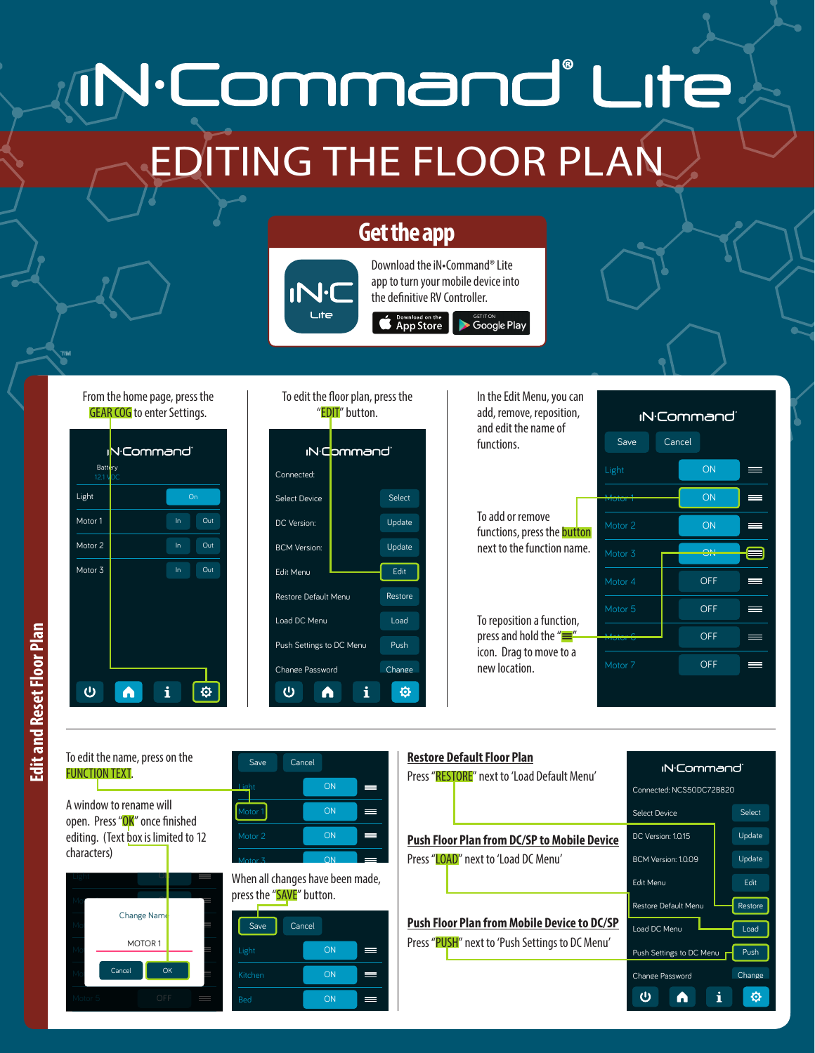# iN·Command® Lite

## EDITING THE FLOOR PLAN

### Get the app

Download the iN•Command® Lite app to turn your mobile device into the definitive RV Controller.

Download on the App Store | GET IT ON Google Play

## Edit and Reset Floor Plan

From the home page, press the GEAR COG to enter Settings.

To edit the floor plan, press the "EDIT" button.

In the Edit Menu, you can add, remove, reposition, and edit the name of functions.

To add or remove functions, press the button next to the function name.

To reposition a function, press and hold the "≡" icon. Drag to move to a new location.

To edit the name, press on the FUNCTION TEXT.

A window to rename will open. Press "OK" once finished editing. (Text box is limited to 12 characters)

When all changes have been made, press the "SAVE" button.

### Restore Default Floor Plan

Press "RESTORE" next to 'Load Default Menu'

### Push Floor Plan from DC/SP to Mobile Device

Press "LOAD" next to 'Load DC Menu'

### Push Floor Plan from Mobile Device to DC/SP

Press "PUSH" next to 'Push Settings to DC Menu'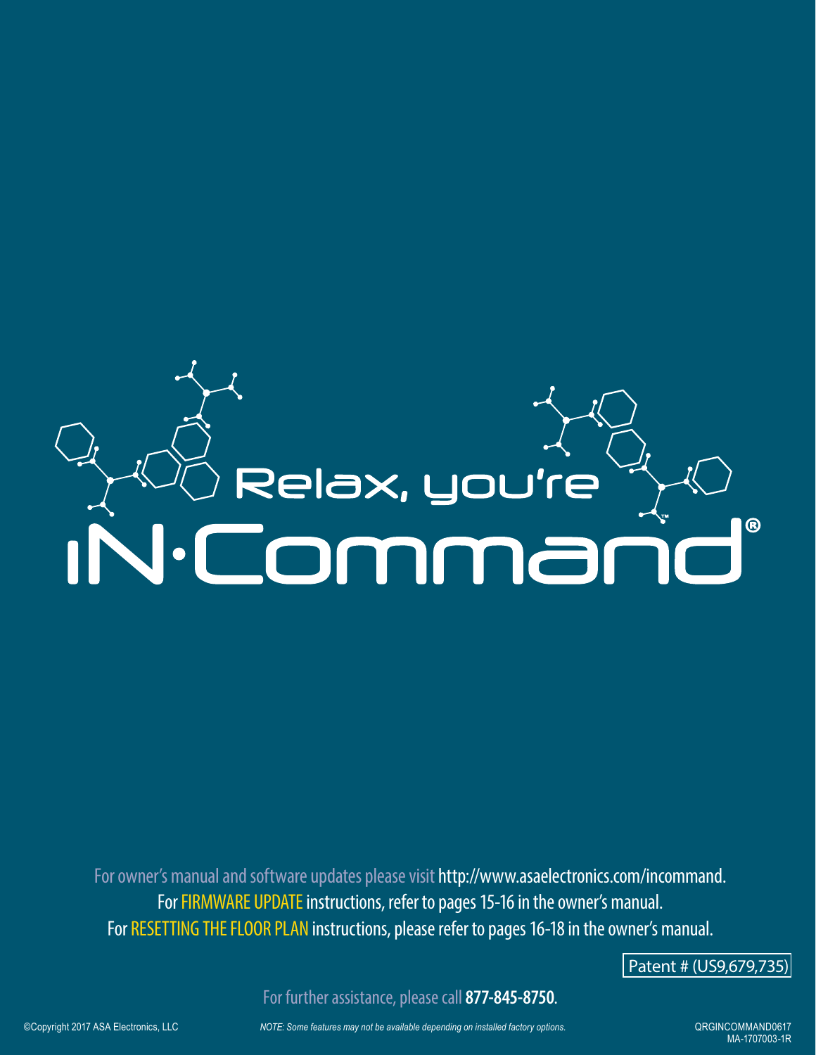Relax, you're

iN·Command®

For owner's manual and software updates please visit http://www.asaelectronics.com/incommand.

For FIRMWARE UPDATE instructions, refer to pages 15-16 in the owner's manual.

For RESETTING THE FLOOR PLAN instructions, please refer to pages 16-18 in the owner's manual.

Patent # (US9,679,735)

For further assistance, please call **877-845-8750**.

©Copyright 2017 ASA Electronics, LLC

*NOTE: Some features may not be available depending on installed factory options.*

QRGINCOMMAND0617
MA-1707003-1R